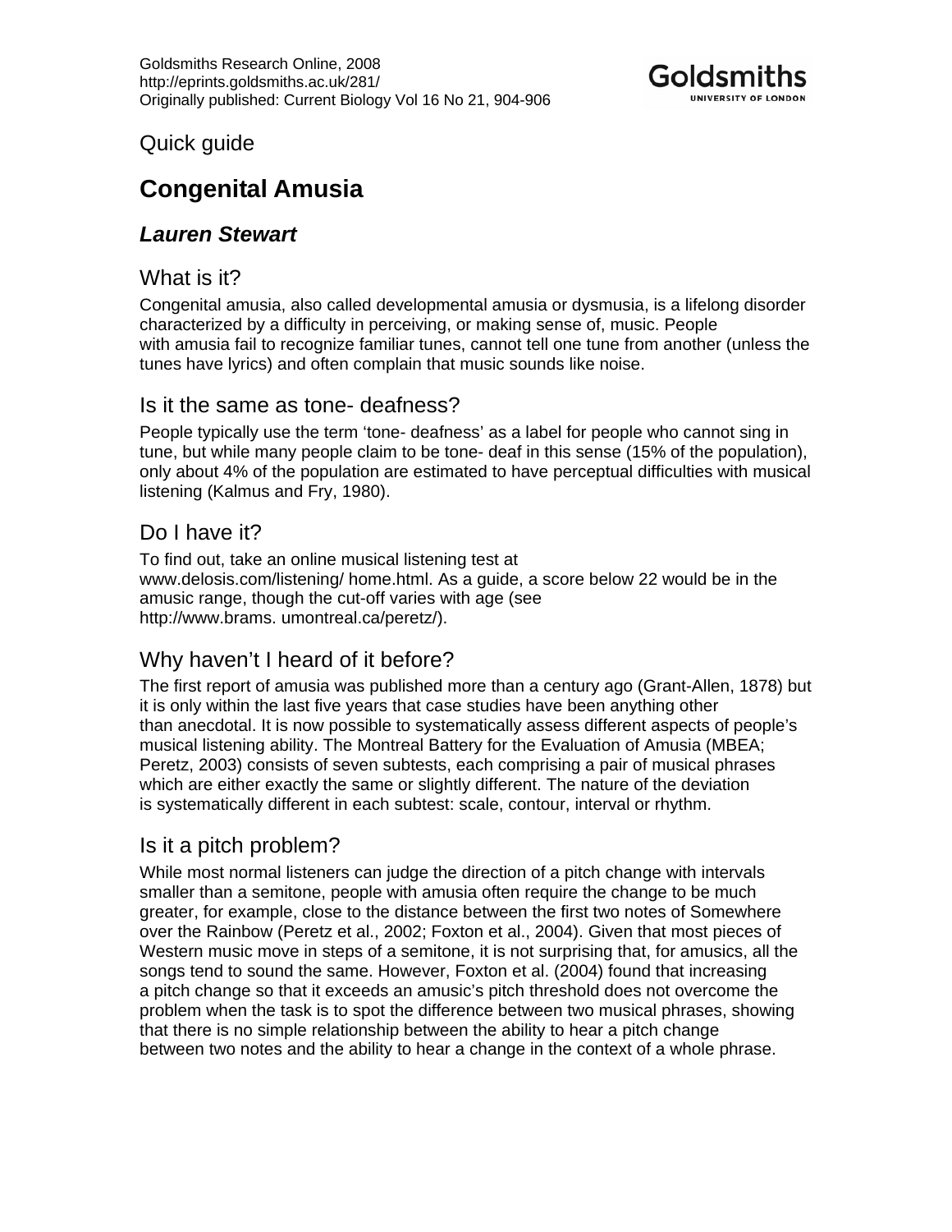Goldsmiths Research Online, 2008
http://eprints.goldsmiths.ac.uk/281/
Originally published: Current Biology Vol 16 No 21, 904-906

Quick guide

# Congenital Amusia

## *Lauren Stewart*

### What is it?

Congenital amusia, also called developmental amusia or dysmusia, is a lifelong disorder characterized by a difficulty in perceiving, or making sense of, music. People with amusia fail to recognize familiar tunes, cannot tell one tune from another (unless the tunes have lyrics) and often complain that music sounds like noise.

### Is it the same as tone- deafness?

People typically use the term 'tone- deafness' as a label for people who cannot sing in tune, but while many people claim to be tone- deaf in this sense (15% of the population), only about 4% of the population are estimated to have perceptual difficulties with musical listening (Kalmus and Fry, 1980).

### Do I have it?

To find out, take an online musical listening test at www.delosis.com/listening/ home.html. As a guide, a score below 22 would be in the amusic range, though the cut-off varies with age (see http://www.brams. umontreal.ca/peretz/).

### Why haven't I heard of it before?

The first report of amusia was published more than a century ago (Grant-Allen, 1878) but it is only within the last five years that case studies have been anything other than anecdotal. It is now possible to systematically assess different aspects of people's musical listening ability. The Montreal Battery for the Evaluation of Amusia (MBEA; Peretz, 2003) consists of seven subtests, each comprising a pair of musical phrases which are either exactly the same or slightly different. The nature of the deviation is systematically different in each subtest: scale, contour, interval or rhythm.

### Is it a pitch problem?

While most normal listeners can judge the direction of a pitch change with intervals smaller than a semitone, people with amusia often require the change to be much greater, for example, close to the distance between the first two notes of Somewhere over the Rainbow (Peretz et al., 2002; Foxton et al., 2004). Given that most pieces of Western music move in steps of a semitone, it is not surprising that, for amusics, all the songs tend to sound the same. However, Foxton et al. (2004) found that increasing a pitch change so that it exceeds an amusic's pitch threshold does not overcome the problem when the task is to spot the difference between two musical phrases, showing that there is no simple relationship between the ability to hear a pitch change between two notes and the ability to hear a change in the context of a whole phrase.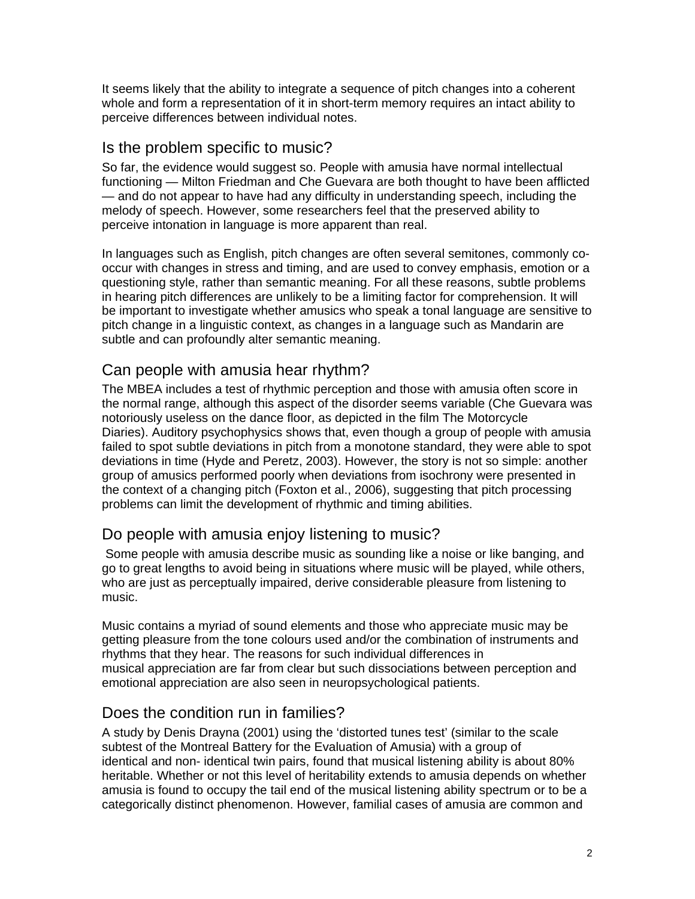It seems likely that the ability to integrate a sequence of pitch changes into a coherent whole and form a representation of it in short-term memory requires an intact ability to perceive differences between individual notes.

## Is the problem specific to music?

So far, the evidence would suggest so. People with amusia have normal intellectual functioning — Milton Friedman and Che Guevara are both thought to have been afflicted — and do not appear to have had any difficulty in understanding speech, including the melody of speech. However, some researchers feel that the preserved ability to perceive intonation in language is more apparent than real.

In languages such as English, pitch changes are often several semitones, commonly co-occur with changes in stress and timing, and are used to convey emphasis, emotion or a questioning style, rather than semantic meaning. For all these reasons, subtle problems in hearing pitch differences are unlikely to be a limiting factor for comprehension. It will be important to investigate whether amusics who speak a tonal language are sensitive to pitch change in a linguistic context, as changes in a language such as Mandarin are subtle and can profoundly alter semantic meaning.

## Can people with amusia hear rhythm?

The MBEA includes a test of rhythmic perception and those with amusia often score in the normal range, although this aspect of the disorder seems variable (Che Guevara was notoriously useless on the dance floor, as depicted in the film The Motorcycle Diaries). Auditory psychophysics shows that, even though a group of people with amusia failed to spot subtle deviations in pitch from a monotone standard, they were able to spot deviations in time (Hyde and Peretz, 2003). However, the story is not so simple: another group of amusics performed poorly when deviations from isochrony were presented in the context of a changing pitch (Foxton et al., 2006), suggesting that pitch processing problems can limit the development of rhythmic and timing abilities.

## Do people with amusia enjoy listening to music?

Some people with amusia describe music as sounding like a noise or like banging, and go to great lengths to avoid being in situations where music will be played, while others, who are just as perceptually impaired, derive considerable pleasure from listening to music.

Music contains a myriad of sound elements and those who appreciate music may be getting pleasure from the tone colours used and/or the combination of instruments and rhythms that they hear. The reasons for such individual differences in musical appreciation are far from clear but such dissociations between perception and emotional appreciation are also seen in neuropsychological patients.

## Does the condition run in families?

A study by Denis Drayna (2001) using the 'distorted tunes test' (similar to the scale subtest of the Montreal Battery for the Evaluation of Amusia) with a group of identical and non- identical twin pairs, found that musical listening ability is about 80% heritable. Whether or not this level of heritability extends to amusia depends on whether amusia is found to occupy the tail end of the musical listening ability spectrum or to be a categorically distinct phenomenon. However, familial cases of amusia are common and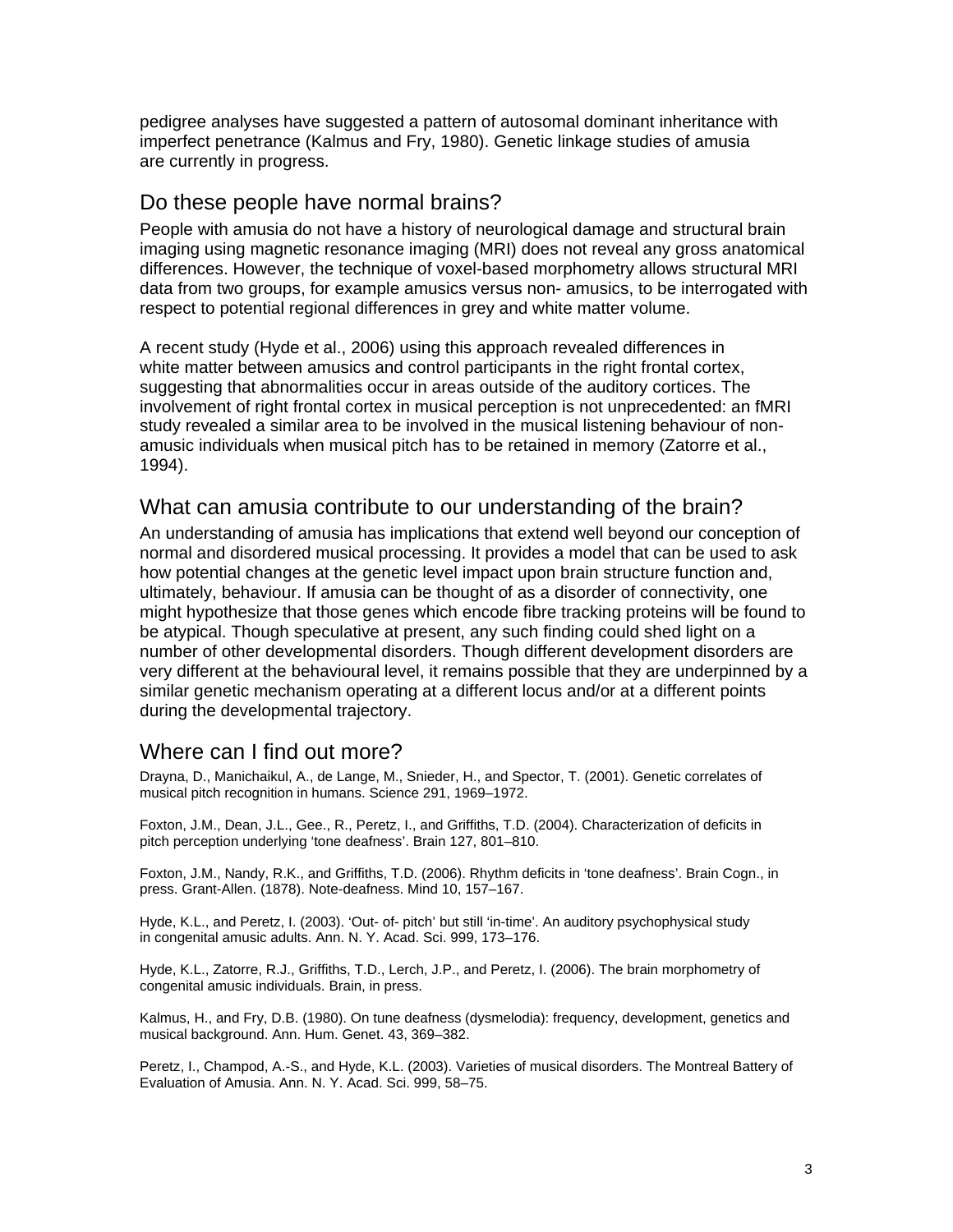pedigree analyses have suggested a pattern of autosomal dominant inheritance with imperfect penetrance (Kalmus and Fry, 1980). Genetic linkage studies of amusia are currently in progress.

## Do these people have normal brains?

People with amusia do not have a history of neurological damage and structural brain imaging using magnetic resonance imaging (MRI) does not reveal any gross anatomical differences. However, the technique of voxel-based morphometry allows structural MRI data from two groups, for example amusics versus non- amusics, to be interrogated with respect to potential regional differences in grey and white matter volume.

A recent study (Hyde et al., 2006) using this approach revealed differences in white matter between amusics and control participants in the right frontal cortex, suggesting that abnormalities occur in areas outside of the auditory cortices. The involvement of right frontal cortex in musical perception is not unprecedented: an fMRI study revealed a similar area to be involved in the musical listening behaviour of non-amusic individuals when musical pitch has to be retained in memory (Zatorre et al., 1994).

## What can amusia contribute to our understanding of the brain?

An understanding of amusia has implications that extend well beyond our conception of normal and disordered musical processing. It provides a model that can be used to ask how potential changes at the genetic level impact upon brain structure function and, ultimately, behaviour. If amusia can be thought of as a disorder of connectivity, one might hypothesize that those genes which encode fibre tracking proteins will be found to be atypical. Though speculative at present, any such finding could shed light on a number of other developmental disorders. Though different development disorders are very different at the behavioural level, it remains possible that they are underpinned by a similar genetic mechanism operating at a different locus and/or at a different points during the developmental trajectory.

## Where can I find out more?

Drayna, D., Manichaikul, A., de Lange, M., Snieder, H., and Spector, T. (2001). Genetic correlates of musical pitch recognition in humans. Science 291, 1969–1972.

Foxton, J.M., Dean, J.L., Gee., R., Peretz, I., and Griffiths, T.D. (2004). Characterization of deficits in pitch perception underlying 'tone deafness'. Brain 127, 801–810.

Foxton, J.M., Nandy, R.K., and Griffiths, T.D. (2006). Rhythm deficits in 'tone deafness'. Brain Cogn., in press. Grant-Allen. (1878). Note-deafness. Mind 10, 157–167.

Hyde, K.L., and Peretz, I. (2003). 'Out- of- pitch' but still 'in-time'. An auditory psychophysical study in congenital amusic adults. Ann. N. Y. Acad. Sci. 999, 173–176.

Hyde, K.L., Zatorre, R.J., Griffiths, T.D., Lerch, J.P., and Peretz, I. (2006). The brain morphometry of congenital amusic individuals. Brain, in press.

Kalmus, H., and Fry, D.B. (1980). On tune deafness (dysmelodia): frequency, development, genetics and musical background. Ann. Hum. Genet. 43, 369–382.

Peretz, I., Champod, A.-S., and Hyde, K.L. (2003). Varieties of musical disorders. The Montreal Battery of Evaluation of Amusia. Ann. N. Y. Acad. Sci. 999, 58–75.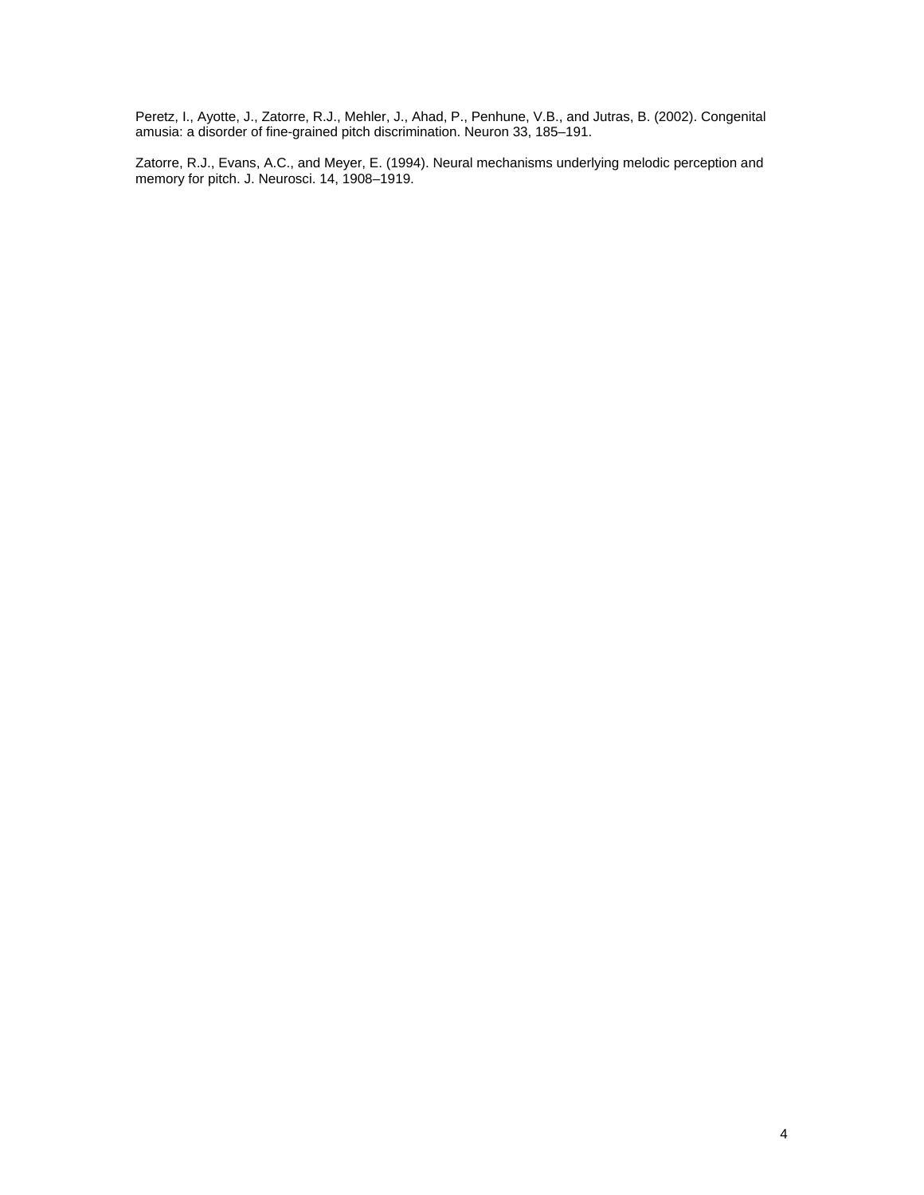Peretz, I., Ayotte, J., Zatorre, R.J., Mehler, J., Ahad, P., Penhune, V.B., and Jutras, B. (2002). Congenital amusia: a disorder of fine-grained pitch discrimination. Neuron 33, 185–191.

Zatorre, R.J., Evans, A.C., and Meyer, E. (1994). Neural mechanisms underlying melodic perception and memory for pitch. J. Neurosci. 14, 1908–1919.